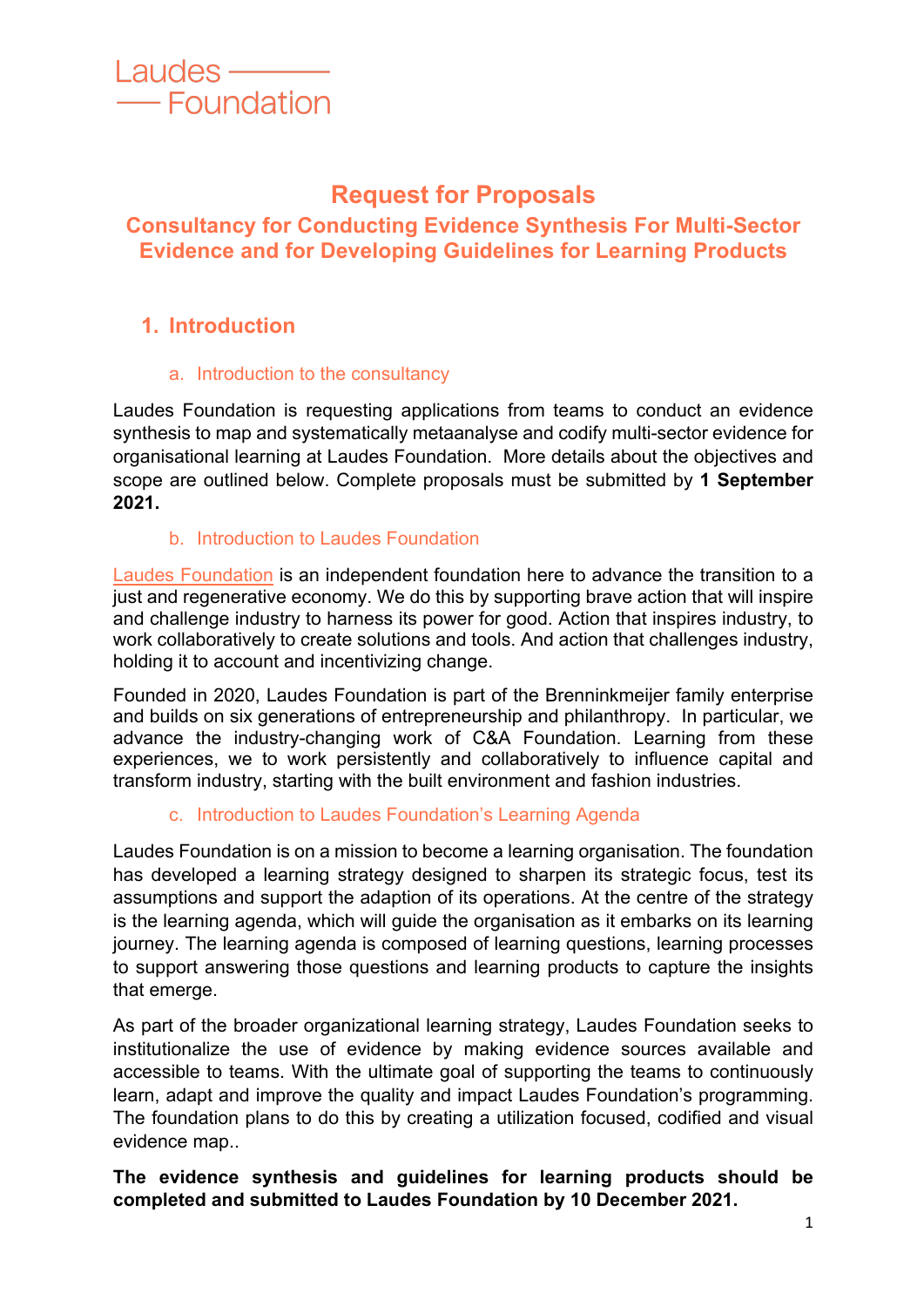Laudes —— Foundation

# Request for Proposals

## Consultancy for Conducting Evidence Synthesis For Multi-Sector Evidence and for Developing Guidelines for Learning Products

## 1. Introduction

### a. Introduction to the consultancy

Laudes Foundation is requesting applications from teams to conduct an evidence synthesis to map and systematically metaanalyse and codify multi-sector evidence for organisational learning at Laudes Foundation. More details about the objectives and scope are outlined below. Complete proposals must be submitted by **1 September 2021.**

### b. Introduction to Laudes Foundation

Laudes Foundation is an independent foundation here to advance the transition to a just and regenerative economy. We do this by supporting brave action that will inspire and challenge industry to harness its power for good. Action that inspires industry, to work collaboratively to create solutions and tools. And action that challenges industry, holding it to account and incentivizing change.

Founded in 2020, Laudes Foundation is part of the Brenninkmeijer family enterprise and builds on six generations of entrepreneurship and philanthropy. In particular, we advance the industry-changing work of C&A Foundation. Learning from these experiences, we to work persistently and collaboratively to influence capital and transform industry, starting with the built environment and fashion industries.

### c. Introduction to Laudes Foundation's Learning Agenda

Laudes Foundation is on a mission to become a learning organisation. The foundation has developed a learning strategy designed to sharpen its strategic focus, test its assumptions and support the adaption of its operations. At the centre of the strategy is the learning agenda, which will guide the organisation as it embarks on its learning journey. The learning agenda is composed of learning questions, learning processes to support answering those questions and learning products to capture the insights that emerge.

As part of the broader organizational learning strategy, Laudes Foundation seeks to institutionalize the use of evidence by making evidence sources available and accessible to teams. With the ultimate goal of supporting the teams to continuously learn, adapt and improve the quality and impact Laudes Foundation's programming. The foundation plans to do this by creating a utilization focused, codified and visual evidence map..

**The evidence synthesis and guidelines for learning products should be completed and submitted to Laudes Foundation by 10 December 2021.**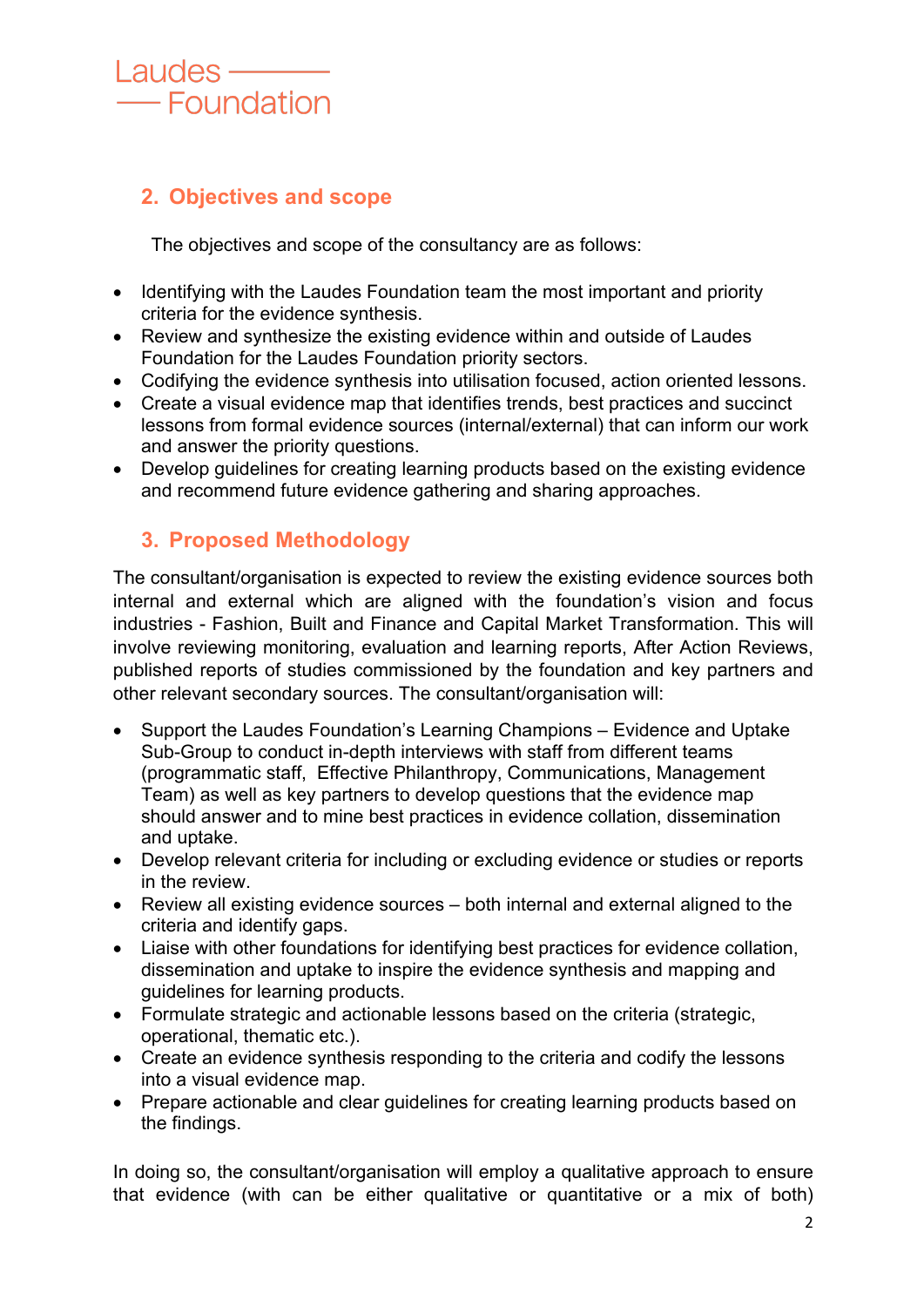## 2. Objectives and scope

The objectives and scope of the consultancy are as follows:

- Identifying with the Laudes Foundation team the most important and priority criteria for the evidence synthesis.
- Review and synthesize the existing evidence within and outside of Laudes Foundation for the Laudes Foundation priority sectors.
- Codifying the evidence synthesis into utilisation focused, action oriented lessons.
- Create a visual evidence map that identifies trends, best practices and succinct lessons from formal evidence sources (internal/external) that can inform our work and answer the priority questions.
- Develop guidelines for creating learning products based on the existing evidence and recommend future evidence gathering and sharing approaches.

## 3. Proposed Methodology

The consultant/organisation is expected to review the existing evidence sources both internal and external which are aligned with the foundation's vision and focus industries - Fashion, Built and Finance and Capital Market Transformation. This will involve reviewing monitoring, evaluation and learning reports, After Action Reviews, published reports of studies commissioned by the foundation and key partners and other relevant secondary sources. The consultant/organisation will:

- Support the Laudes Foundation's Learning Champions – Evidence and Uptake Sub-Group to conduct in-depth interviews with staff from different teams (programmatic staff, Effective Philanthropy, Communications, Management Team) as well as key partners to develop questions that the evidence map should answer and to mine best practices in evidence collation, dissemination and uptake.
- Develop relevant criteria for including or excluding evidence or studies or reports in the review.
- Review all existing evidence sources – both internal and external aligned to the criteria and identify gaps.
- Liaise with other foundations for identifying best practices for evidence collation, dissemination and uptake to inspire the evidence synthesis and mapping and guidelines for learning products.
- Formulate strategic and actionable lessons based on the criteria (strategic, operational, thematic etc.).
- Create an evidence synthesis responding to the criteria and codify the lessons into a visual evidence map.
- Prepare actionable and clear guidelines for creating learning products based on the findings.

In doing so, the consultant/organisation will employ a qualitative approach to ensure that evidence (with can be either qualitative or quantitative or a mix of both)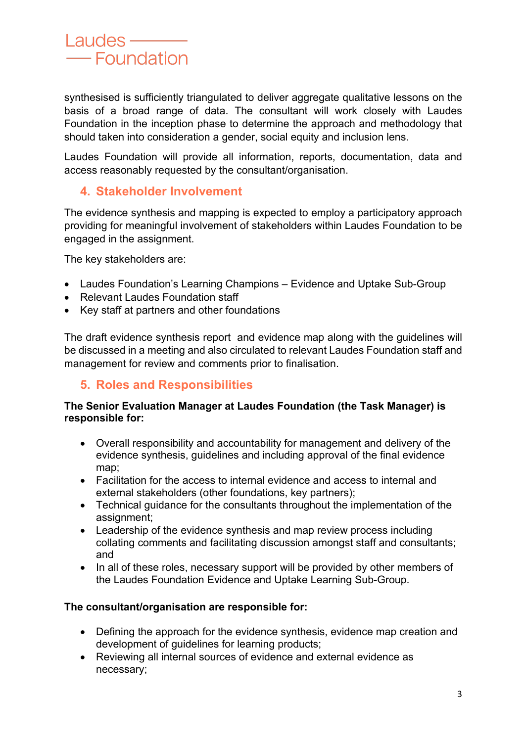synthesised is sufficiently triangulated to deliver aggregate qualitative lessons on the basis of a broad range of data. The consultant will work closely with Laudes Foundation in the inception phase to determine the approach and methodology that should taken into consideration a gender, social equity and inclusion lens.

Laudes Foundation will provide all information, reports, documentation, data and access reasonably requested by the consultant/organisation.

## 4. Stakeholder Involvement

The evidence synthesis and mapping is expected to employ a participatory approach providing for meaningful involvement of stakeholders within Laudes Foundation to be engaged in the assignment.

The key stakeholders are:

- Laudes Foundation's Learning Champions – Evidence and Uptake Sub-Group
- Relevant Laudes Foundation staff
- Key staff at partners and other foundations

The draft evidence synthesis report and evidence map along with the guidelines will be discussed in a meeting and also circulated to relevant Laudes Foundation staff and management for review and comments prior to finalisation.

## 5. Roles and Responsibilities

**The Senior Evaluation Manager at Laudes Foundation (the Task Manager) is responsible for:**

- Overall responsibility and accountability for management and delivery of the evidence synthesis, guidelines and including approval of the final evidence map;
- Facilitation for the access to internal evidence and access to internal and external stakeholders (other foundations, key partners);
- Technical guidance for the consultants throughout the implementation of the assignment;
- Leadership of the evidence synthesis and map review process including collating comments and facilitating discussion amongst staff and consultants; and
- In all of these roles, necessary support will be provided by other members of the Laudes Foundation Evidence and Uptake Learning Sub-Group.

**The consultant/organisation are responsible for:**

- Defining the approach for the evidence synthesis, evidence map creation and development of guidelines for learning products;
- Reviewing all internal sources of evidence and external evidence as necessary;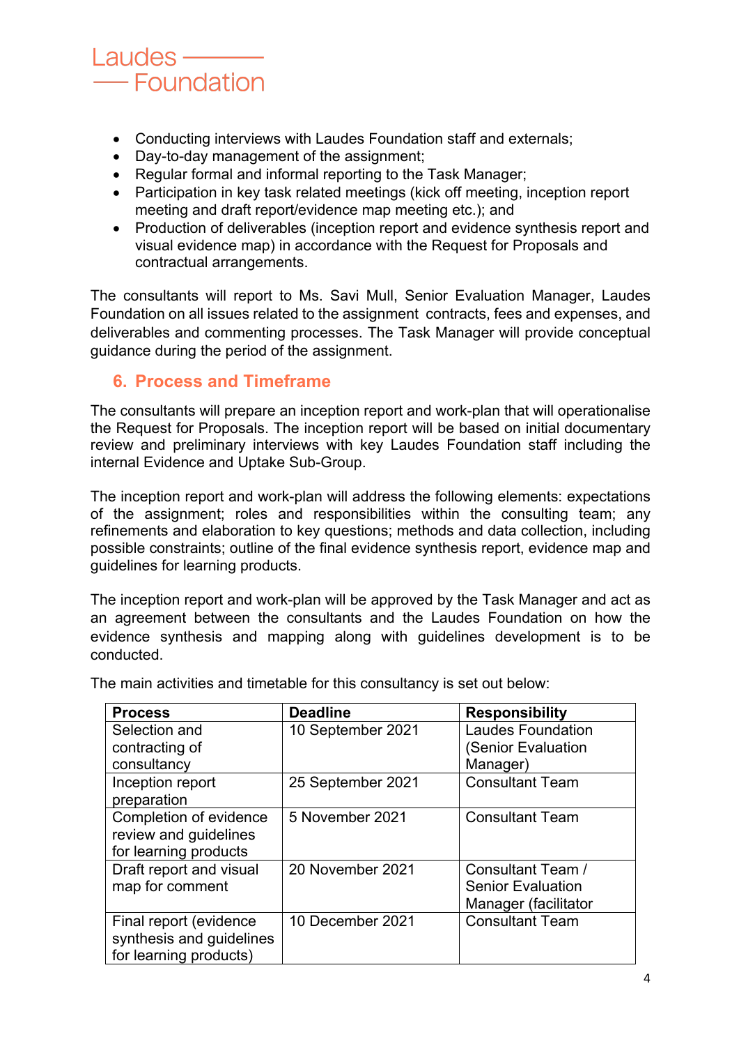- Conducting interviews with Laudes Foundation staff and externals;
- Day-to-day management of the assignment;
- Regular formal and informal reporting to the Task Manager;
- Participation in key task related meetings (kick off meeting, inception report meeting and draft report/evidence map meeting etc.); and
- Production of deliverables (inception report and evidence synthesis report and visual evidence map) in accordance with the Request for Proposals and contractual arrangements.

The consultants will report to Ms. Savi Mull, Senior Evaluation Manager, Laudes Foundation on all issues related to the assignment contracts, fees and expenses, and deliverables and commenting processes. The Task Manager will provide conceptual guidance during the period of the assignment.

## 6. Process and Timeframe

The consultants will prepare an inception report and work-plan that will operationalise the Request for Proposals. The inception report will be based on initial documentary review and preliminary interviews with key Laudes Foundation staff including the internal Evidence and Uptake Sub-Group.

The inception report and work-plan will address the following elements: expectations of the assignment; roles and responsibilities within the consulting team; any refinements and elaboration to key questions; methods and data collection, including possible constraints; outline of the final evidence synthesis report, evidence map and guidelines for learning products.

The inception report and work-plan will be approved by the Task Manager and act as an agreement between the consultants and the Laudes Foundation on how the evidence synthesis and mapping along with guidelines development is to be conducted.

The main activities and timetable for this consultancy is set out below:

| Process | Deadline | Responsibility |
|---|---|---|
| Selection and contracting of consultancy | 10 September 2021 | Laudes Foundation (Senior Evaluation Manager) |
| Inception report preparation | 25 September 2021 | Consultant Team |
| Completion of evidence review and guidelines for learning products | 5 November 2021 | Consultant Team |
| Draft report and visual map for comment | 20 November 2021 | Consultant Team / Senior Evaluation Manager (facilitator |
| Final report (evidence synthesis and guidelines for learning products) | 10 December 2021 | Consultant Team |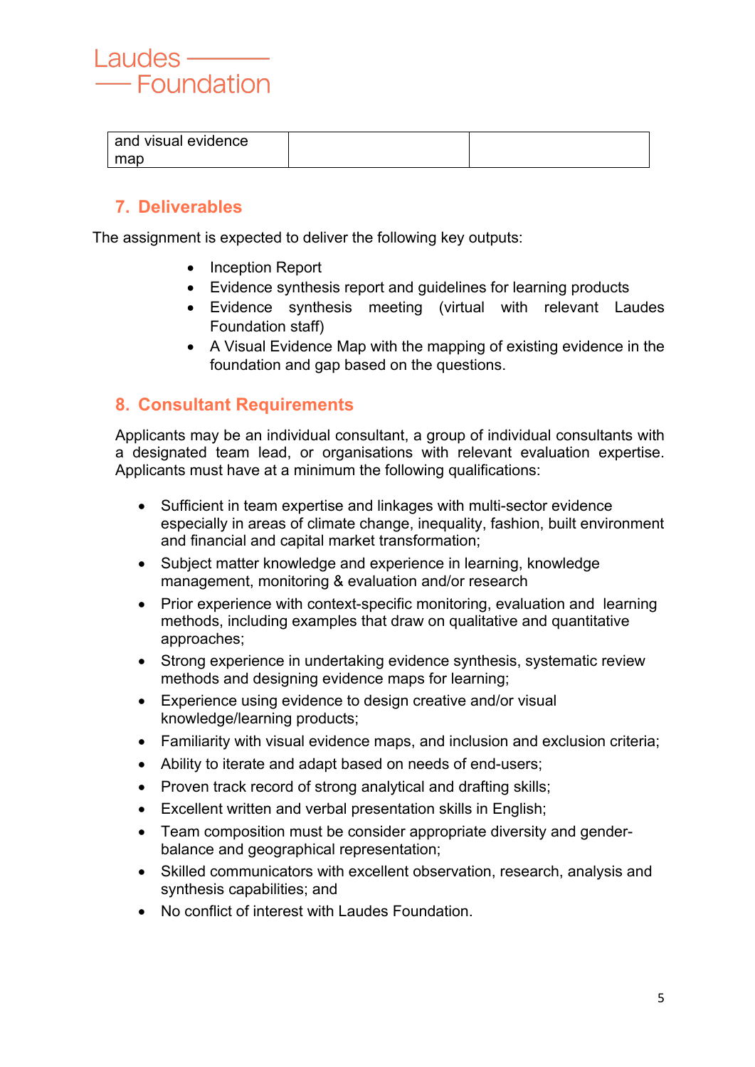| and visual evidence map | | |
|---|---|---|

## 7. Deliverables

The assignment is expected to deliver the following key outputs:

- Inception Report
- Evidence synthesis report and guidelines for learning products
- Evidence synthesis meeting (virtual with relevant Laudes Foundation staff)
- A Visual Evidence Map with the mapping of existing evidence in the foundation and gap based on the questions.

## 8. Consultant Requirements

Applicants may be an individual consultant, a group of individual consultants with a designated team lead, or organisations with relevant evaluation expertise. Applicants must have at a minimum the following qualifications:

- Sufficient in team expertise and linkages with multi-sector evidence especially in areas of climate change, inequality, fashion, built environment and financial and capital market transformation;
- Subject matter knowledge and experience in learning, knowledge management, monitoring & evaluation and/or research
- Prior experience with context-specific monitoring, evaluation and learning methods, including examples that draw on qualitative and quantitative approaches;
- Strong experience in undertaking evidence synthesis, systematic review methods and designing evidence maps for learning;
- Experience using evidence to design creative and/or visual knowledge/learning products;
- Familiarity with visual evidence maps, and inclusion and exclusion criteria;
- Ability to iterate and adapt based on needs of end-users;
- Proven track record of strong analytical and drafting skills;
- Excellent written and verbal presentation skills in English;
- Team composition must be consider appropriate diversity and gender-balance and geographical representation;
- Skilled communicators with excellent observation, research, analysis and synthesis capabilities; and
- No conflict of interest with Laudes Foundation.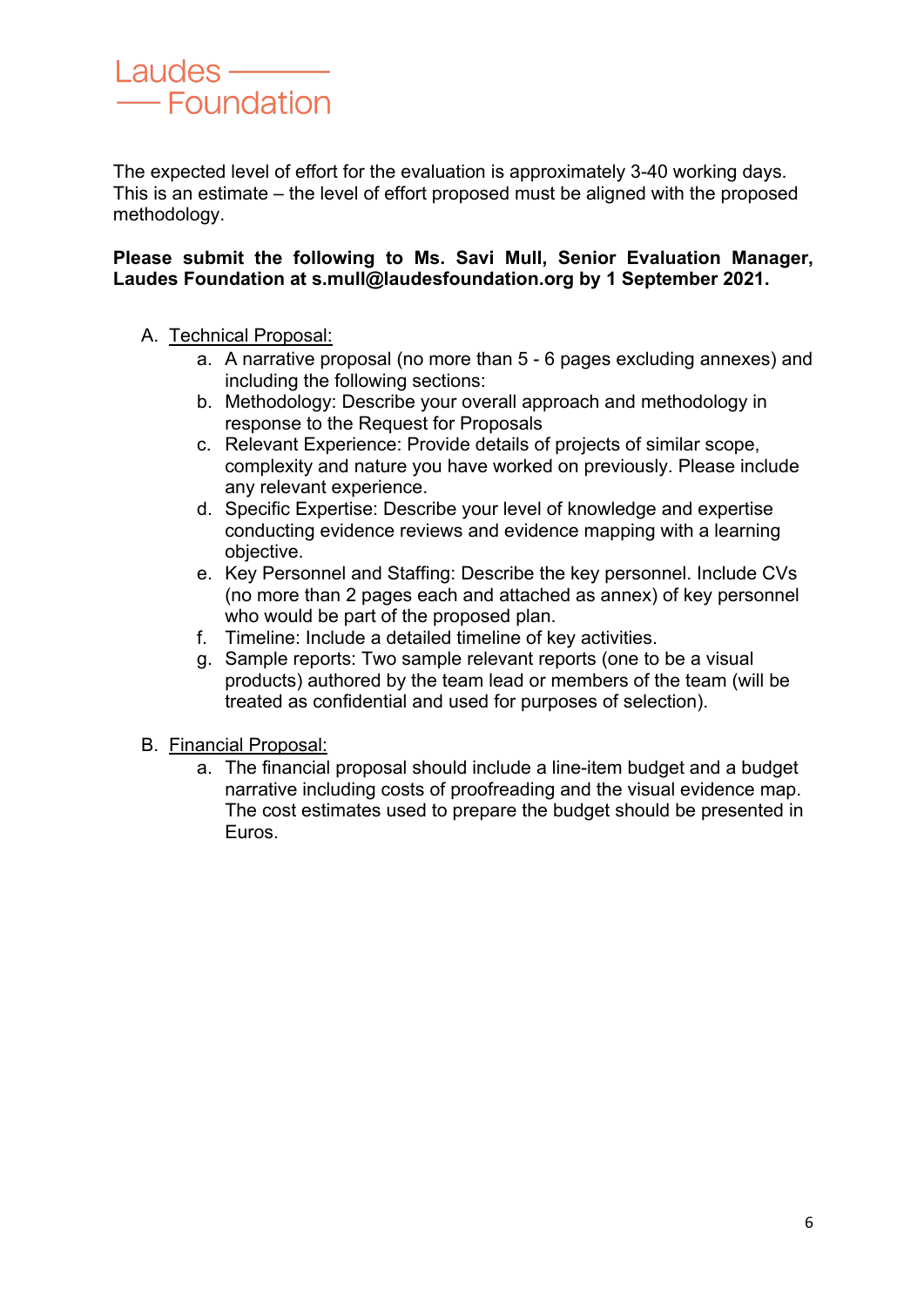Laudes — Foundation

The expected level of effort for the evaluation is approximately 3-40 working days. This is an estimate – the level of effort proposed must be aligned with the proposed methodology.

**Please submit the following to Ms. Savi Mull, Senior Evaluation Manager, Laudes Foundation at s.mull@laudesfoundation.org by 1 September 2021.**

A. Technical Proposal:
   a. A narrative proposal (no more than 5 - 6 pages excluding annexes) and including the following sections:
   b. Methodology: Describe your overall approach and methodology in response to the Request for Proposals
   c. Relevant Experience: Provide details of projects of similar scope, complexity and nature you have worked on previously. Please include any relevant experience.
   d. Specific Expertise: Describe your level of knowledge and expertise conducting evidence reviews and evidence mapping with a learning objective.
   e. Key Personnel and Staffing: Describe the key personnel. Include CVs (no more than 2 pages each and attached as annex) of key personnel who would be part of the proposed plan.
   f. Timeline: Include a detailed timeline of key activities.
   g. Sample reports: Two sample relevant reports (one to be a visual products) authored by the team lead or members of the team (will be treated as confidential and used for purposes of selection).

B. Financial Proposal:
   a. The financial proposal should include a line-item budget and a budget narrative including costs of proofreading and the visual evidence map. The cost estimates used to prepare the budget should be presented in Euros.